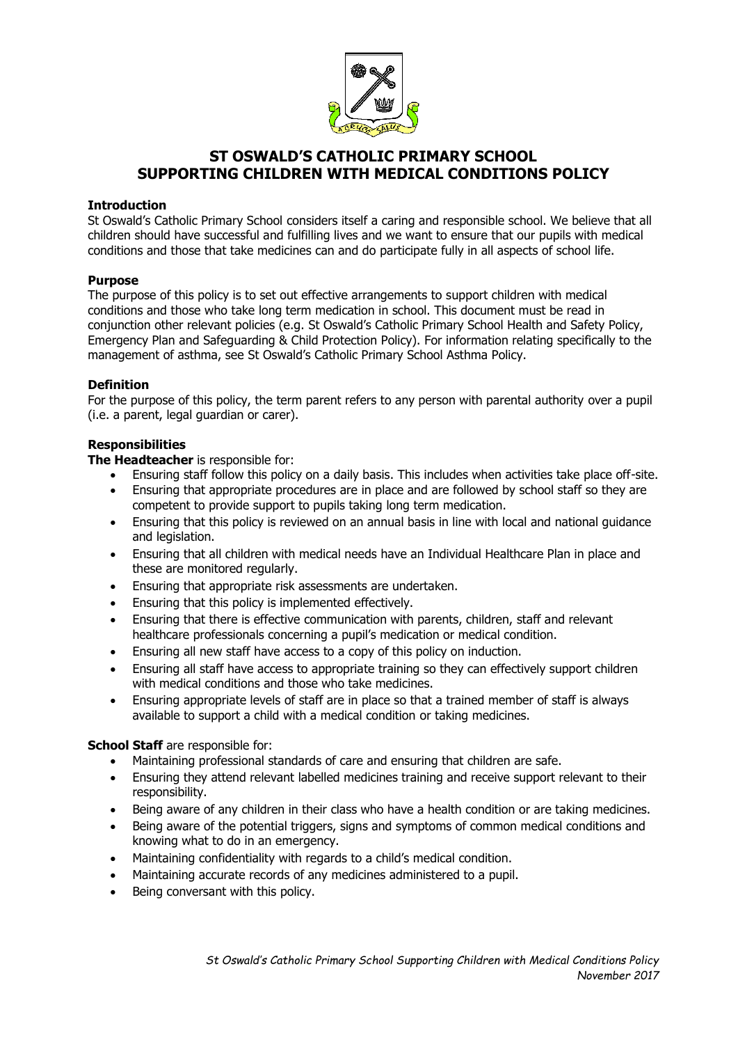# ST OSWALD'S CATHOLIC PRIMARY SCHOOL
# SUPPORTING CHILDREN WITH MEDICAL CONDITIONS POLICY

**Introduction**

St Oswald's Catholic Primary School considers itself a caring and responsible school. We believe that all children should have successful and fulfilling lives and we want to ensure that our pupils with medical conditions and those that take medicines can and do participate fully in all aspects of school life.

**Purpose**

The purpose of this policy is to set out effective arrangements to support children with medical conditions and those who take long term medication in school. This document must be read in conjunction other relevant policies (e.g. St Oswald's Catholic Primary School Health and Safety Policy, Emergency Plan and Safeguarding & Child Protection Policy). For information relating specifically to the management of asthma, see St Oswald's Catholic Primary School Asthma Policy.

**Definition**

For the purpose of this policy, the term parent refers to any person with parental authority over a pupil (i.e. a parent, legal guardian or carer).

**Responsibilities**

**The Headteacher** is responsible for:

- Ensuring staff follow this policy on a daily basis. This includes when activities take place off-site.
- Ensuring that appropriate procedures are in place and are followed by school staff so they are competent to provide support to pupils taking long term medication.
- Ensuring that this policy is reviewed on an annual basis in line with local and national guidance and legislation.
- Ensuring that all children with medical needs have an Individual Healthcare Plan in place and these are monitored regularly.
- Ensuring that appropriate risk assessments are undertaken.
- Ensuring that this policy is implemented effectively.
- Ensuring that there is effective communication with parents, children, staff and relevant healthcare professionals concerning a pupil's medication or medical condition.
- Ensuring all new staff have access to a copy of this policy on induction.
- Ensuring all staff have access to appropriate training so they can effectively support children with medical conditions and those who take medicines.
- Ensuring appropriate levels of staff are in place so that a trained member of staff is always available to support a child with a medical condition or taking medicines.

**School Staff** are responsible for:

- Maintaining professional standards of care and ensuring that children are safe.
- Ensuring they attend relevant labelled medicines training and receive support relevant to their responsibility.
- Being aware of any children in their class who have a health condition or are taking medicines.
- Being aware of the potential triggers, signs and symptoms of common medical conditions and knowing what to do in an emergency.
- Maintaining confidentiality with regards to a child's medical condition.
- Maintaining accurate records of any medicines administered to a pupil.
- Being conversant with this policy.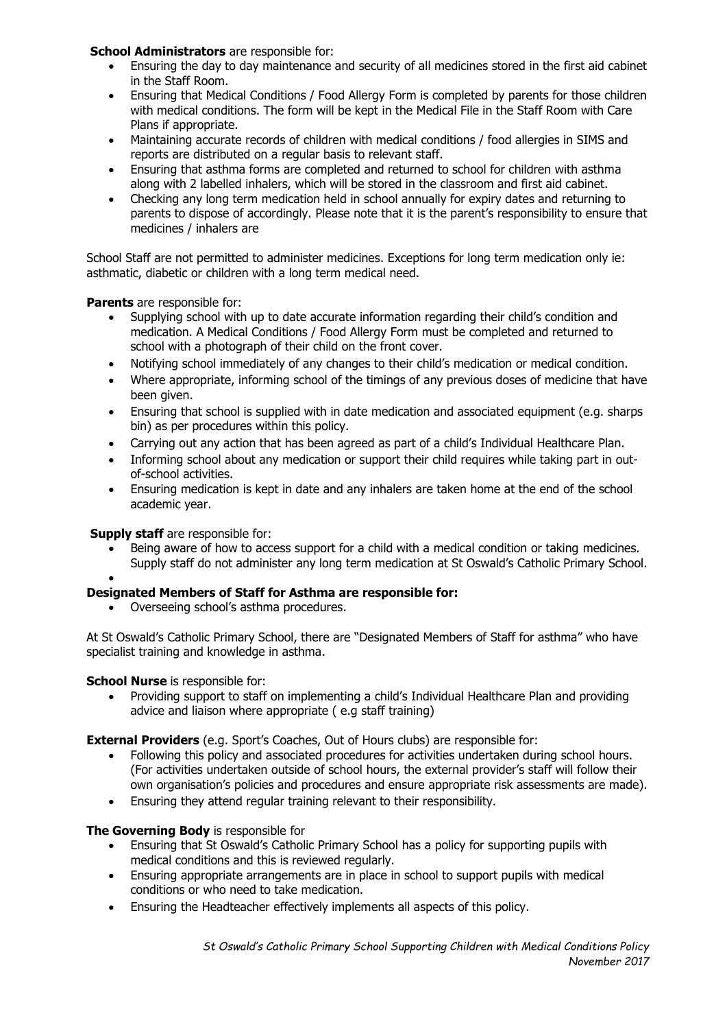**School Administrators** are responsible for:

- Ensuring the day to day maintenance and security of all medicines stored in the first aid cabinet in the Staff Room.
- Ensuring that Medical Conditions / Food Allergy Form is completed by parents for those children with medical conditions. The form will be kept in the Medical File in the Staff Room with Care Plans if appropriate.
- Maintaining accurate records of children with medical conditions / food allergies in SIMS and reports are distributed on a regular basis to relevant staff.
- Ensuring that asthma forms are completed and returned to school for children with asthma along with 2 labelled inhalers, which will be stored in the classroom and first aid cabinet.
- Checking any long term medication held in school annually for expiry dates and returning to parents to dispose of accordingly. Please note that it is the parent's responsibility to ensure that medicines / inhalers are

School Staff are not permitted to administer medicines. Exceptions for long term medication only ie: asthmatic, diabetic or children with a long term medical need.

**Parents** are responsible for:

- Supplying school with up to date accurate information regarding their child's condition and medication. A Medical Conditions / Food Allergy Form must be completed and returned to school with a photograph of their child on the front cover.
- Notifying school immediately of any changes to their child's medication or medical condition.
- Where appropriate, informing school of the timings of any previous doses of medicine that have been given.
- Ensuring that school is supplied with in date medication and associated equipment (e.g. sharps bin) as per procedures within this policy.
- Carrying out any action that has been agreed as part of a child's Individual Healthcare Plan.
- Informing school about any medication or support their child requires while taking part in out-of-school activities.
- Ensuring medication is kept in date and any inhalers are taken home at the end of the school academic year.

**Supply staff** are responsible for:

- Being aware of how to access support for a child with a medical condition or taking medicines. Supply staff do not administer any long term medication at St Oswald's Catholic Primary School.

**Designated Members of Staff for Asthma are responsible for:**

- Overseeing school's asthma procedures.

At St Oswald's Catholic Primary School, there are "Designated Members of Staff for asthma" who have specialist training and knowledge in asthma.

**School Nurse** is responsible for:

- Providing support to staff on implementing a child's Individual Healthcare Plan and providing advice and liaison where appropriate ( e.g staff training)

**External Providers** (e.g. Sport's Coaches, Out of Hours clubs) are responsible for:

- Following this policy and associated procedures for activities undertaken during school hours. (For activities undertaken outside of school hours, the external provider's staff will follow their own organisation's policies and procedures and ensure appropriate risk assessments are made).
- Ensuring they attend regular training relevant to their responsibility.

**The Governing Body** is responsible for

- Ensuring that St Oswald's Catholic Primary School has a policy for supporting pupils with medical conditions and this is reviewed regularly.
- Ensuring appropriate arrangements are in place in school to support pupils with medical conditions or who need to take medication.
- Ensuring the Headteacher effectively implements all aspects of this policy.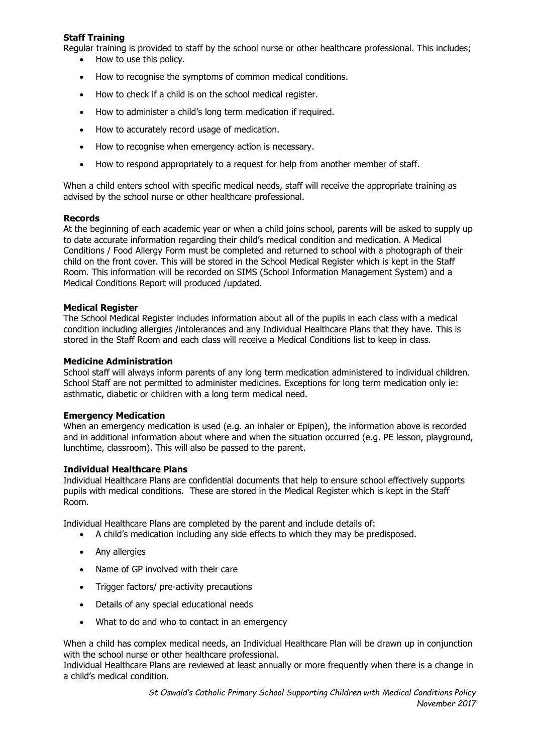**Staff Training**

Regular training is provided to staff by the school nurse or other healthcare professional. This includes;

- How to use this policy.
- How to recognise the symptoms of common medical conditions.
- How to check if a child is on the school medical register.
- How to administer a child's long term medication if required.
- How to accurately record usage of medication.
- How to recognise when emergency action is necessary.
- How to respond appropriately to a request for help from another member of staff.

When a child enters school with specific medical needs, staff will receive the appropriate training as advised by the school nurse or other healthcare professional.

**Records**

At the beginning of each academic year or when a child joins school, parents will be asked to supply up to date accurate information regarding their child's medical condition and medication. A Medical Conditions / Food Allergy Form must be completed and returned to school with a photograph of their child on the front cover. This will be stored in the School Medical Register which is kept in the Staff Room. This information will be recorded on SIMS (School Information Management System) and a Medical Conditions Report will produced /updated.

**Medical Register**

The School Medical Register includes information about all of the pupils in each class with a medical condition including allergies /intolerances and any Individual Healthcare Plans that they have. This is stored in the Staff Room and each class will receive a Medical Conditions list to keep in class.

**Medicine Administration**

School staff will always inform parents of any long term medication administered to individual children. School Staff are not permitted to administer medicines. Exceptions for long term medication only ie: asthmatic, diabetic or children with a long term medical need.

**Emergency Medication**

When an emergency medication is used (e.g. an inhaler or Epipen), the information above is recorded and in additional information about where and when the situation occurred (e.g. PE lesson, playground, lunchtime, classroom). This will also be passed to the parent.

**Individual Healthcare Plans**

Individual Healthcare Plans are confidential documents that help to ensure school effectively supports pupils with medical conditions. These are stored in the Medical Register which is kept in the Staff Room.

Individual Healthcare Plans are completed by the parent and include details of:

- A child's medication including any side effects to which they may be predisposed.
- Any allergies
- Name of GP involved with their care
- Trigger factors/ pre-activity precautions
- Details of any special educational needs
- What to do and who to contact in an emergency

When a child has complex medical needs, an Individual Healthcare Plan will be drawn up in conjunction with the school nurse or other healthcare professional.

Individual Healthcare Plans are reviewed at least annually or more frequently when there is a change in a child's medical condition.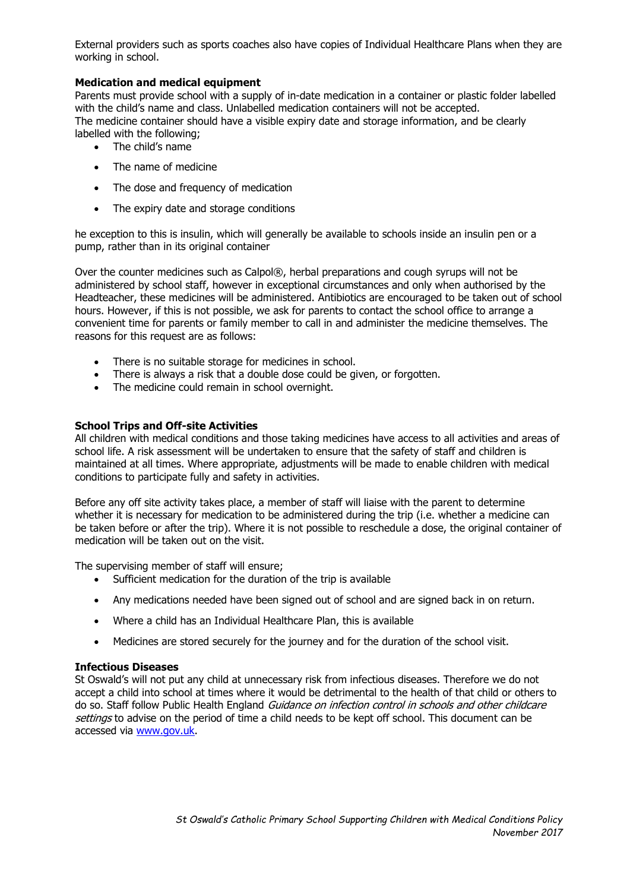External providers such as sports coaches also have copies of Individual Healthcare Plans when they are working in school.

**Medication and medical equipment**

Parents must provide school with a supply of in-date medication in a container or plastic folder labelled with the child's name and class. Unlabelled medication containers will not be accepted.
The medicine container should have a visible expiry date and storage information, and be clearly labelled with the following;

- The child's name
- The name of medicine
- The dose and frequency of medication
- The expiry date and storage conditions

he exception to this is insulin, which will generally be available to schools inside an insulin pen or a pump, rather than in its original container

Over the counter medicines such as Calpol®, herbal preparations and cough syrups will not be administered by school staff, however in exceptional circumstances and only when authorised by the Headteacher, these medicines will be administered. Antibiotics are encouraged to be taken out of school hours. However, if this is not possible, we ask for parents to contact the school office to arrange a convenient time for parents or family member to call in and administer the medicine themselves. The reasons for this request are as follows:

- There is no suitable storage for medicines in school.
- There is always a risk that a double dose could be given, or forgotten.
- The medicine could remain in school overnight.

**School Trips and Off-site Activities**

All children with medical conditions and those taking medicines have access to all activities and areas of school life. A risk assessment will be undertaken to ensure that the safety of staff and children is maintained at all times. Where appropriate, adjustments will be made to enable children with medical conditions to participate fully and safety in activities.

Before any off site activity takes place, a member of staff will liaise with the parent to determine whether it is necessary for medication to be administered during the trip (i.e. whether a medicine can be taken before or after the trip). Where it is not possible to reschedule a dose, the original container of medication will be taken out on the visit.

The supervising member of staff will ensure;

- Sufficient medication for the duration of the trip is available
- Any medications needed have been signed out of school and are signed back in on return.
- Where a child has an Individual Healthcare Plan, this is available
- Medicines are stored securely for the journey and for the duration of the school visit.

**Infectious Diseases**

St Oswald's will not put any child at unnecessary risk from infectious diseases. Therefore we do not accept a child into school at times where it would be detrimental to the health of that child or others to do so. Staff follow Public Health England *Guidance on infection control in schools and other childcare settings* to advise on the period of time a child needs to be kept off school. This document can be accessed via [www.gov.uk](http://www.gov.uk).